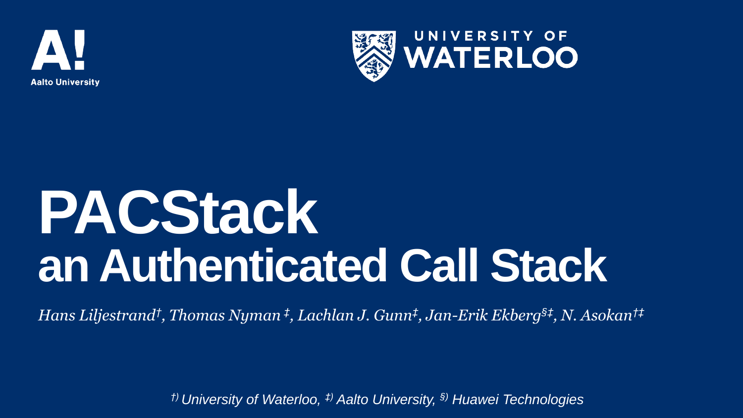Aalto University

UNIVERSITY OF WATERLOO

# PACStack

## an Authenticated Call Stack

*Hans Liljestrand[†], Thomas Nyman[‡], Lachlan J. Gunn[‡], Jan-Erik Ekberg[§‡], N. Asokan[†‡]*

*[†] University of Waterloo, [‡] Aalto University, [§] Huawei Technologies*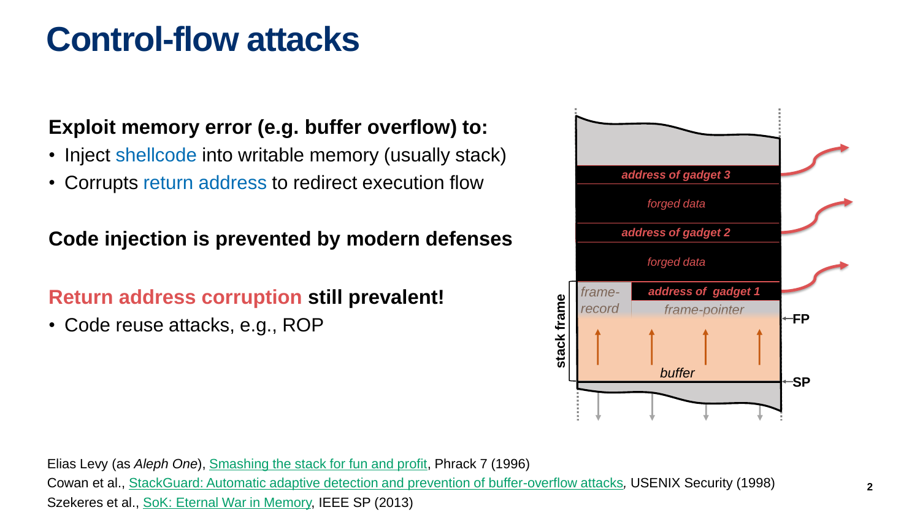# Control-flow attacks

**Exploit memory error (e.g. buffer overflow) to:**

- Inject shellcode into writable memory (usually stack)
- Corrupts return address to redirect execution flow

**Code injection is prevented by modern defenses**

**Return address corruption still prevalent!**

- Code reuse attacks, e.g., ROP

address of gadget 3

forged data

address of gadget 2

forged data

frame-record | address of gadget 1

frame-pointer

buffer

stack frame

FP

SP

Elias Levy (as *Aleph One*), Smashing the stack for fun and profit, Phrack 7 (1996)
Cowan et al., StackGuard: Automatic adaptive detection and prevention of buffer-overflow attacks, USENIX Security (1998)
Szekeres et al., SoK: Eternal War in Memory, IEEE SP (2013)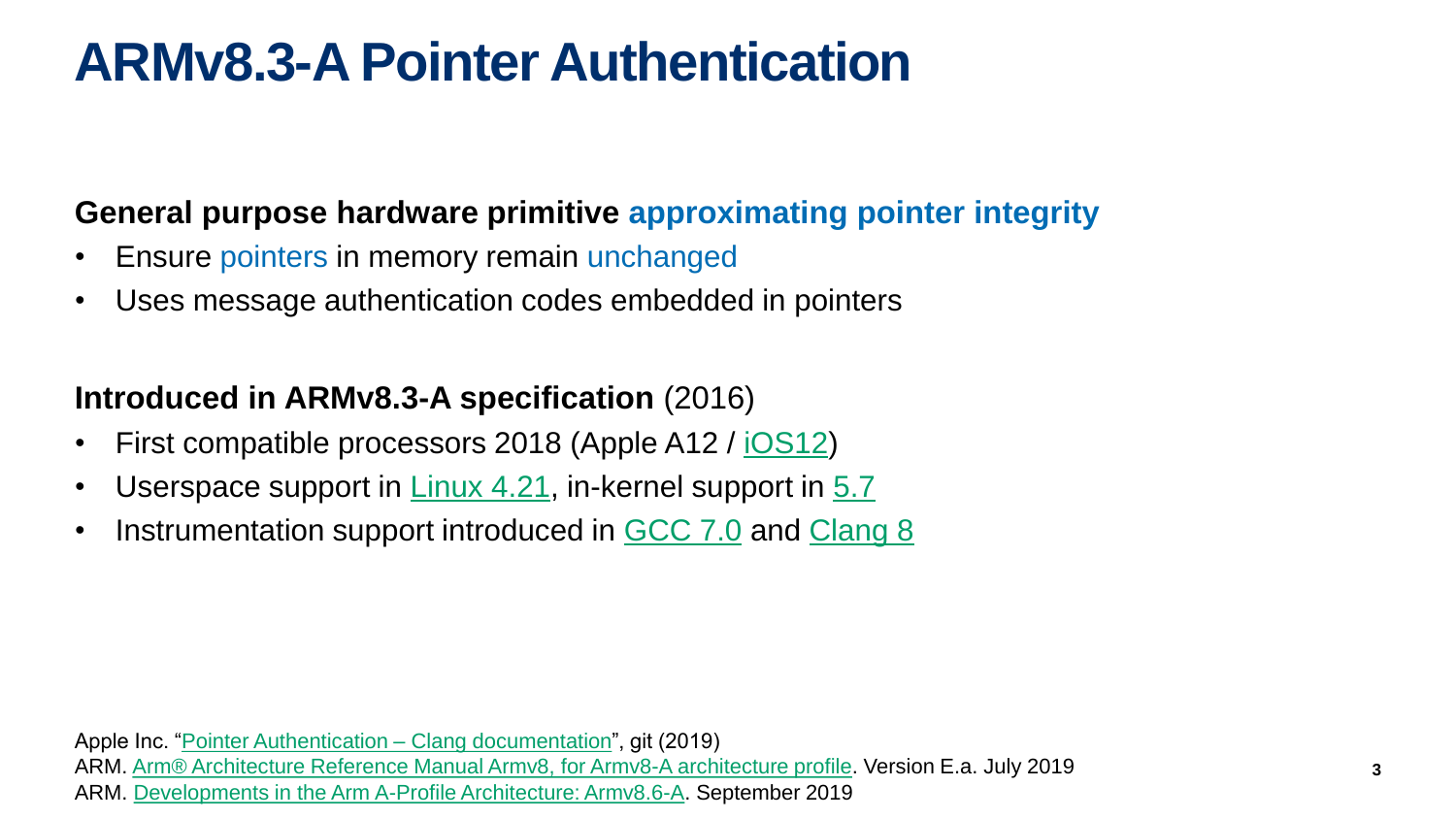# ARMv8.3-A Pointer Authentication

**General purpose hardware primitive approximating pointer integrity**

- Ensure pointers in memory remain unchanged
- Uses message authentication codes embedded in pointers

**Introduced in ARMv8.3-A specification** (2016)

- First compatible processors 2018 (Apple A12 / iOS12)
- Userspace support in Linux 4.21, in-kernel support in 5.7
- Instrumentation support introduced in GCC 7.0 and Clang 8

Apple Inc. "Pointer Authentication – Clang documentation", git (2019)
ARM. Arm® Architecture Reference Manual Armv8, for Armv8-A architecture profile. Version E.a. July 2019
ARM. Developments in the Arm A-Profile Architecture: Armv8.6-A. September 2019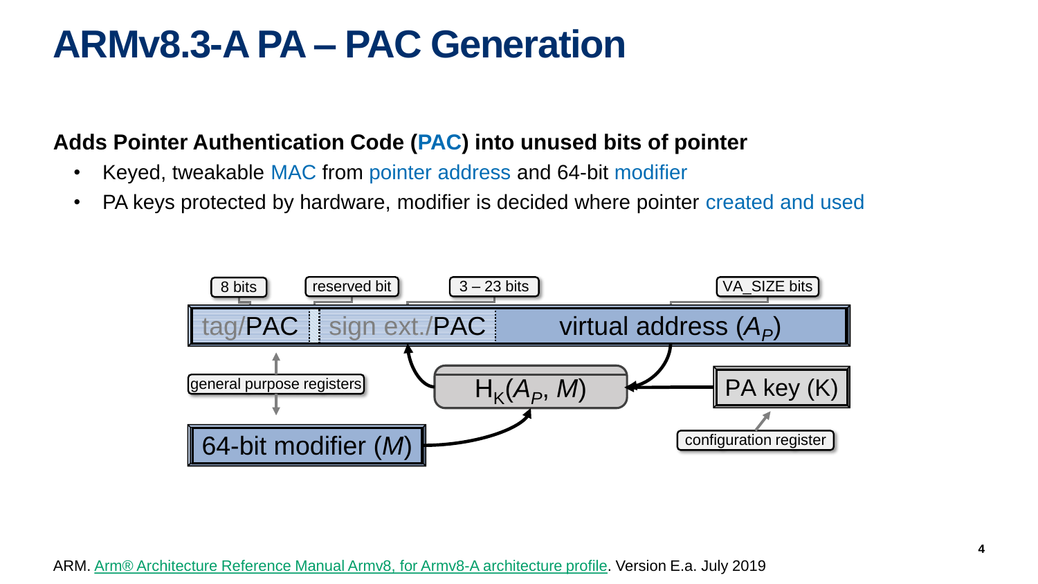# ARMv8.3-A PA – PAC Generation

**Adds Pointer Authentication Code (PAC) into unused bits of pointer**

- Keyed, tweakable MAC from pointer address and 64-bit modifier
- PA keys protected by hardware, modifier is decided where pointer created and used

8 bits | reserved bit | 3 – 23 bits | VA_SIZE bits

tag/PAC | sign ext./PAC | virtual address ($A_P$)

general purpose registers

$H_K(A_P, M)$

PA key (K)

configuration register

64-bit modifier ($M$)

ARM. Arm® Architecture Reference Manual Armv8, for Armv8-A architecture profile. Version E.a. July 2019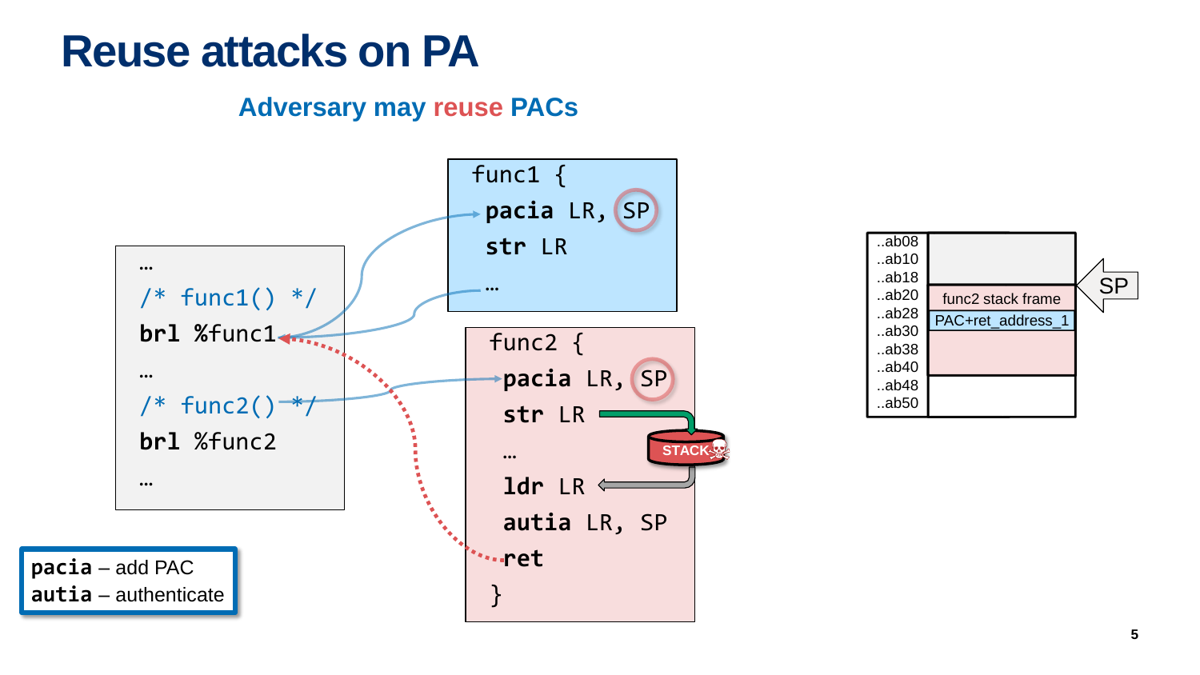# Reuse attacks on PA

## Adversary may **reuse** PACs

```
…
/* func1() */
brl %func1
…
/* func2() */
brl %func2
…
```

```
func1 {
  pacia LR, SP
  str LR
  …
```

```
func2 {
  pacia LR, SP
  str LR
  …
  ldr LR
  autia LR, SP
  ret
}
```

STACK

| | |
|---|---|
| ..ab08 | |
| ..ab10 | |
| ..ab18 | |
| ..ab20 | func2 stack frame |
| ..ab28 | PAC+ret_address_1 |
| ..ab30 | |
| ..ab38 | |
| ..ab40 | |
| ..ab48 | |
| ..ab50 | |

SP

**pacia** – add PAC
**autia** – authenticate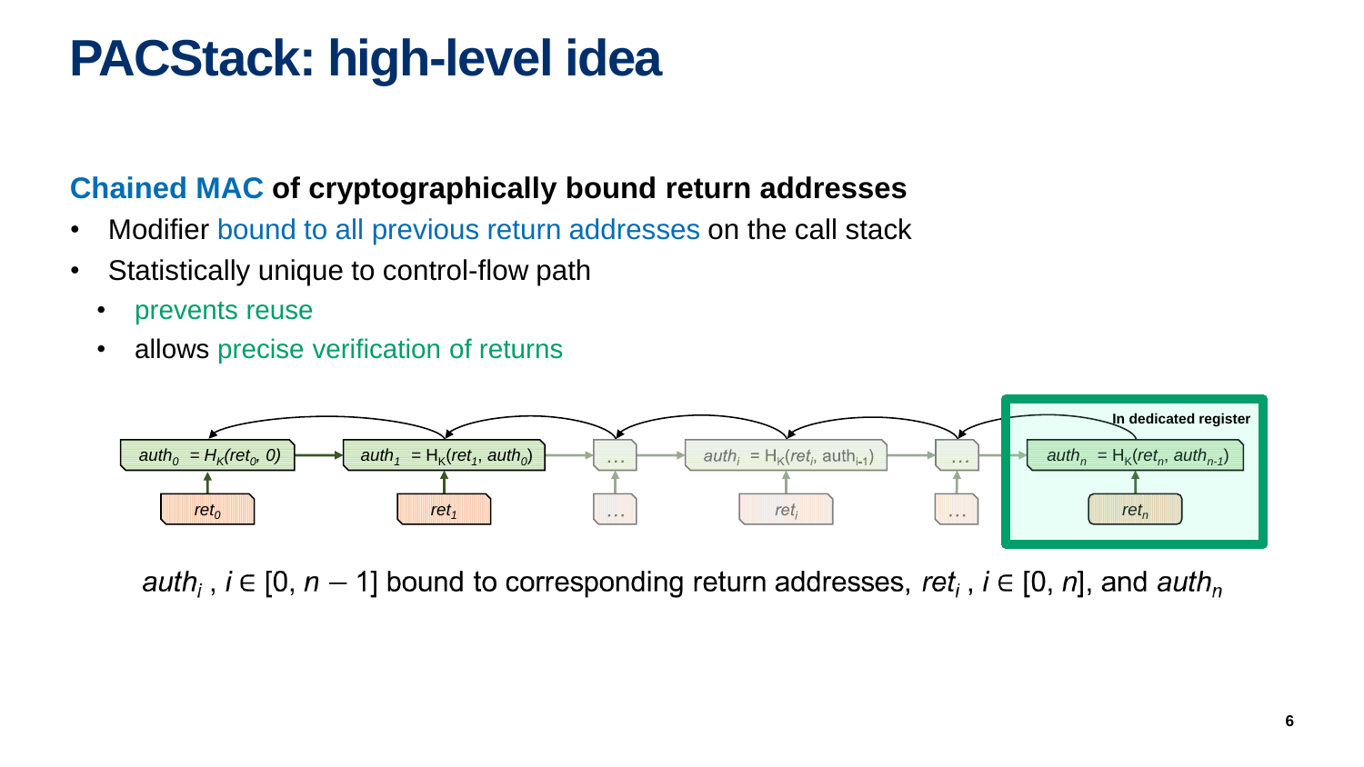# PACStack: high-level idea

**Chained MAC of cryptographically bound return addresses**

- Modifier bound to all previous return addresses on the call stack
- Statistically unique to control-flow path
  - prevents reuse
  - allows precise verification of returns

$auth_0 = H_K(ret_0, 0)$ → $auth_1 = H_K(ret_1, auth_0)$ → … → $auth_i = H_K(ret_i, auth_{i-1})$ → … → $auth_n = H_K(ret_n, auth_{n-1})$

In dedicated register

$auth_i$, $i \in [0, n-1]$ bound to corresponding return addresses, $ret_i$, $i \in [0, n]$, and $auth_n$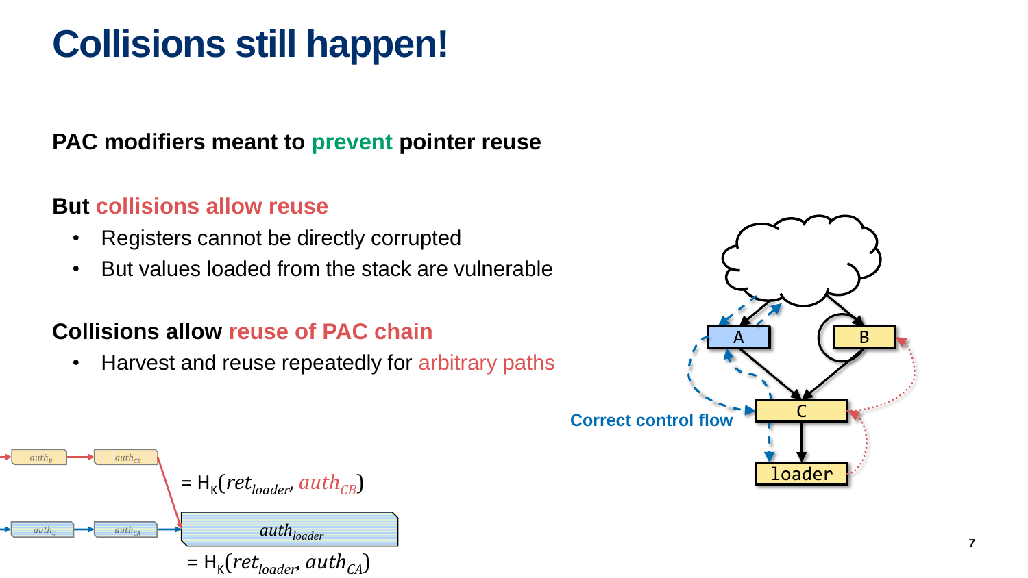# Collisions still happen!

**PAC modifiers meant to prevent pointer reuse**

**But collisions allow reuse**

- Registers cannot be directly corrupted
- But values loaded from the stack are vulnerable

**Collisions allow reuse of PAC chain**

- Harvest and reuse repeatedly for arbitrary paths

Correct control flow

A B C loader

$auth_B$ → $auth_{CB}$

$auth_C$ → $auth_{CA}$

$= H_K(ret_{loader}, auth_{CB})$

$auth_{loader}$

$= H_K(ret_{loader}, auth_{CA})$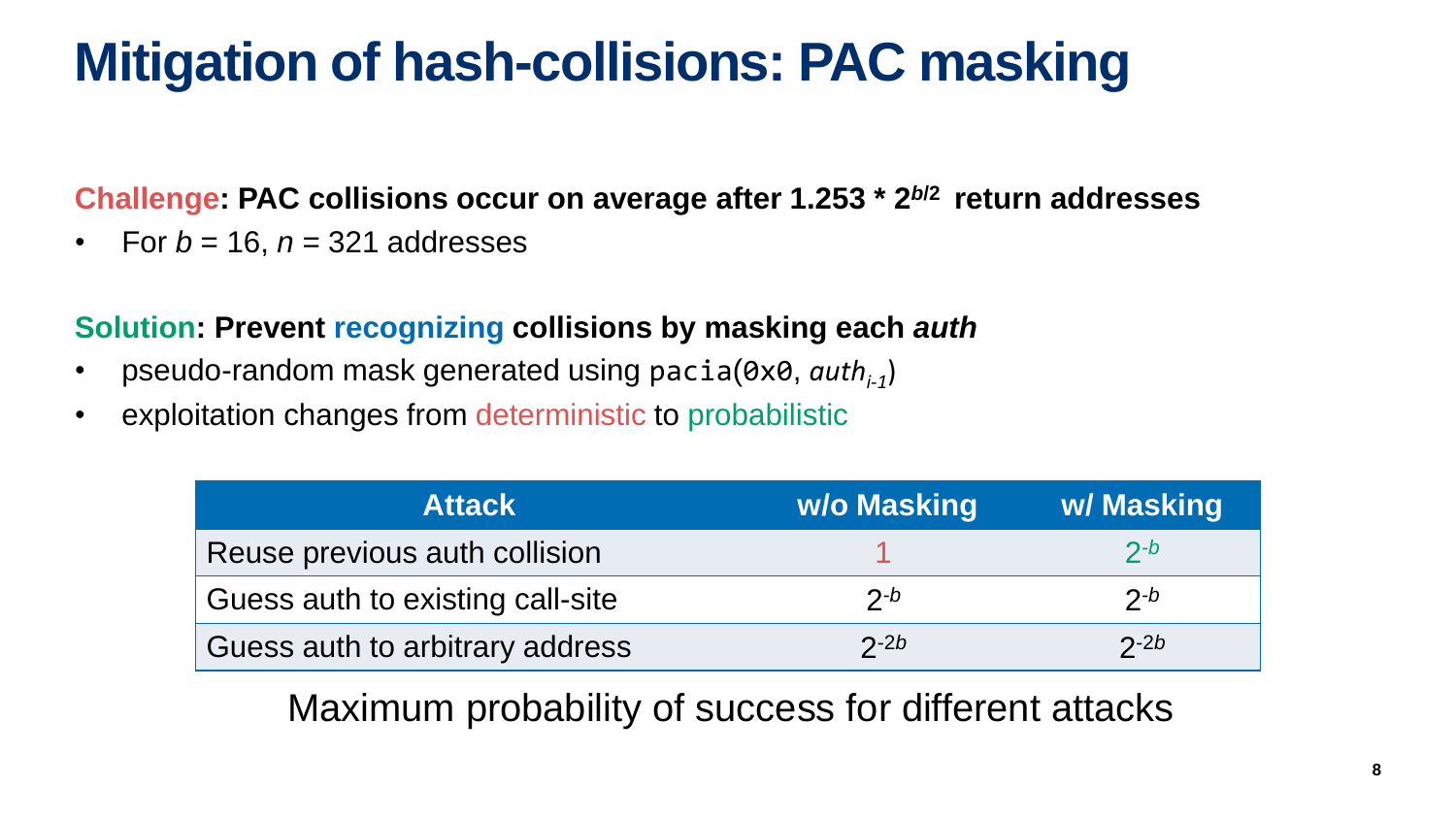# Mitigation of hash-collisions: PAC masking

**Challenge: PAC collisions occur on average after 1.253 * $2^{b/2}$ return addresses**

- For $b = 16$, $n = 321$ addresses

**Solution: Prevent recognizing collisions by masking each *auth***

- pseudo-random mask generated using `pacia(0x0,` $auth_{i-1}$`)`
- exploitation changes from deterministic to probabilistic

| Attack | w/o Masking | w/ Masking |
|---|---|---|
| Reuse previous auth collision | 1 | $2^{-b}$ |
| Guess auth to existing call-site | $2^{-b}$ | $2^{-b}$ |
| Guess auth to arbitrary address | $2^{-2b}$ | $2^{-2b}$ |

Maximum probability of success for different attacks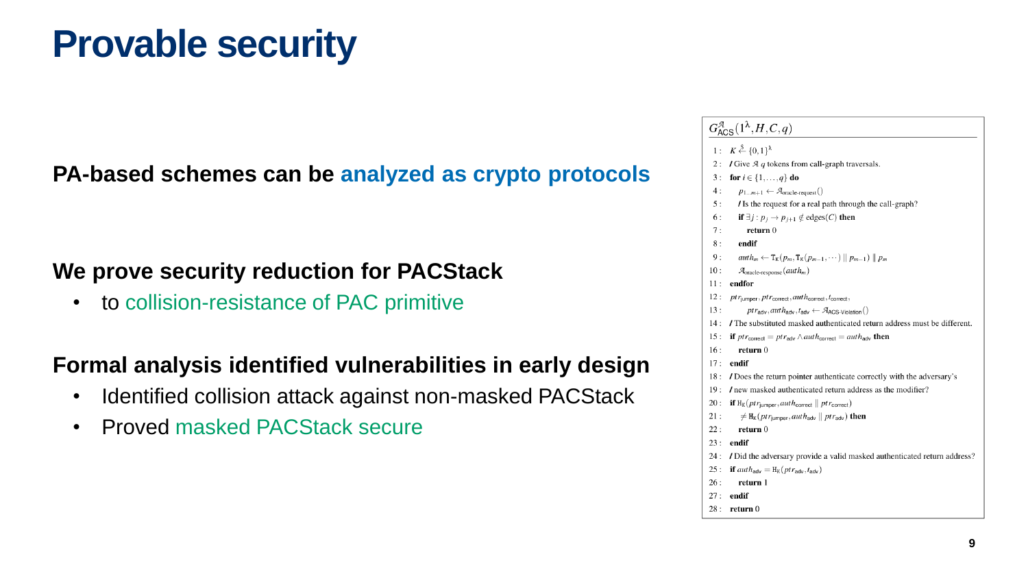# Provable security

**PA-based schemes can be analyzed as crypto protocols**

**We prove security reduction for PACStack**

- to collision-resistance of PAC primitive

**Formal analysis identified vulnerabilities in early design**

- Identified collision attack against non-masked PACStack
- Proved masked PACStack secure

$G^{\mathcal{A}}_{\mathsf{ACS}}(1^\lambda, H, C, q)$

```
1:  K ←$ {0,1}^λ
2:  // Give A q tokens from call-graph traversals.
3:  for i ∈ {1,...,q} do
4:      p_{1...m+1} ← A_oracle-request()
5:      // Is the request for a real path through the call-graph?
6:      if ∃j : p_j → p_{j+1} ∉ edges(C) then
7:          return 0
8:      endif
9:      auth_m ← T_K(p_m, T_K(p_{m-1}, ···) || p_{m-1}) || p_m
10:     A_oracle-response(auth_m)
11: endfor
12: ptr_jumper, ptr_correct, auth_correct, t_correct,
13:         ptr_adv, auth_adv, t_adv ← A_ACS-Violation()
14: // The substituted masked authenticated return address must be different.
15: if ptr_correct = ptr_adv ∧ auth_correct = auth_adv then
16:     return 0
17: endif
18: // Does the return pointer authenticate correctly with the adversary's
19: // new masked authenticated return address as the modifier?
20: if H_K(ptr_jumper, auth_correct || ptr_correct)
21:         ≠ H_K(ptr_jumper, auth_adv || ptr_adv) then
22:     return 0
23: endif
24: // Did the adversary provide a valid masked authenticated return address?
25: if auth_adv = H_K(ptr_adv, t_adv)
26:     return 1
27: endif
28: return 0
```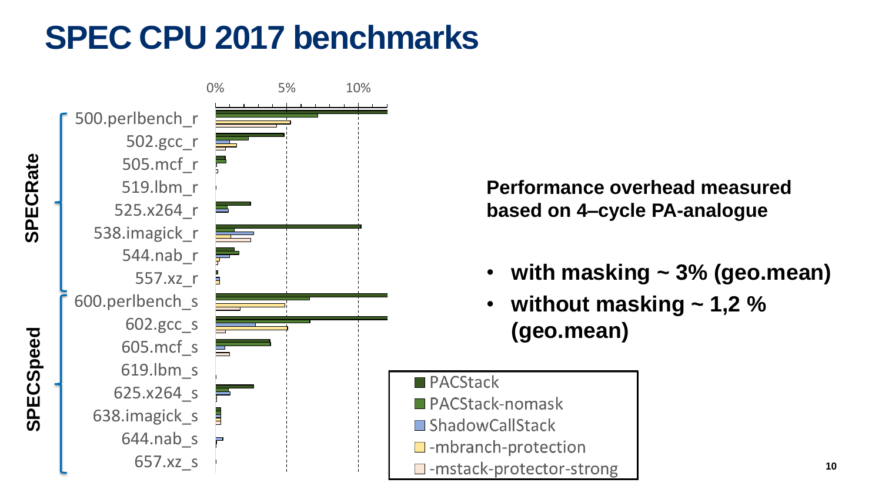# SPEC CPU 2017 benchmarks

**Performance overhead measured based on 4–cycle PA-analogue**

- **with masking ~ 3% (geo.mean)**
- **without masking ~ 1,2 % (geo.mean)**

SPECRate: 500.perlbench_r, 502.gcc_r, 505.mcf_r, 519.lbm_r, 525.x264_r, 538.imagick_r, 544.nab_r, 557.xz_r

SPECSpeed: 600.perlbench_s, 602.gcc_s, 605.mcf_s, 619.lbm_s, 625.x264_s, 638.imagick_s, 644.nab_s, 657.xz_s

Axis: 0%, 5%, 10%

Legend: PACStack, PACStack-nomask, ShadowCallStack, -mbranch-protection, -mstack-protector-strong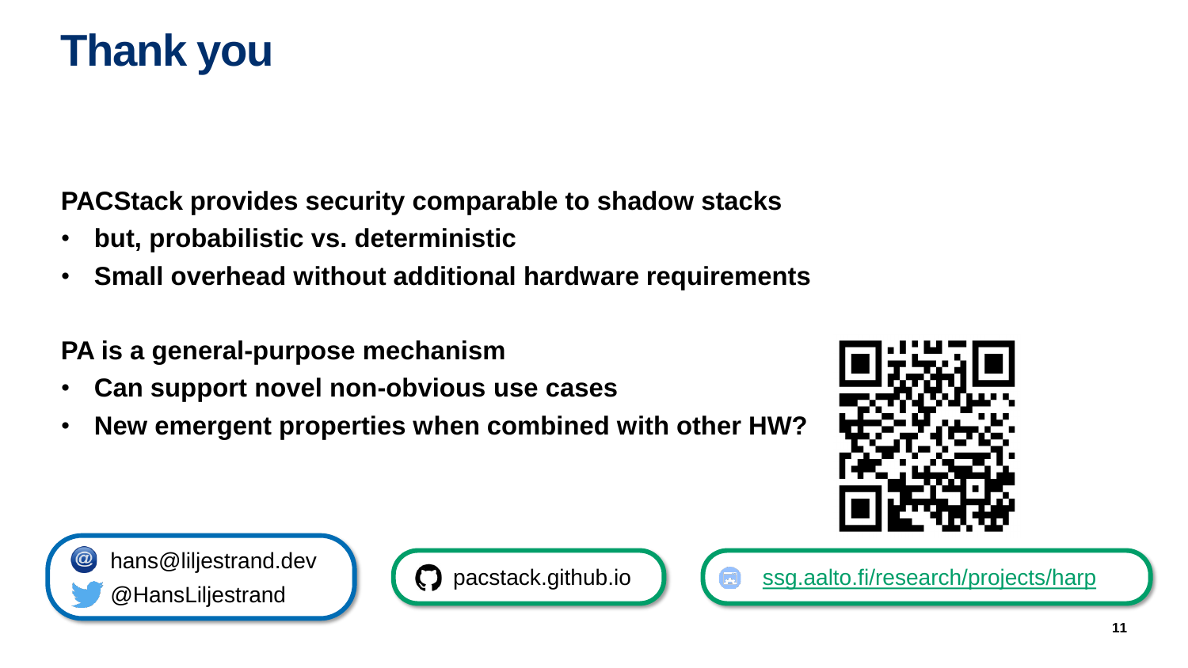# Thank you

**PACStack provides security comparable to shadow stacks**

- **but, probabilistic vs. deterministic**
- **Small overhead without additional hardware requirements**

**PA is a general-purpose mechanism**

- **Can support novel non-obvious use cases**
- **New emergent properties when combined with other HW?**

hans@liljestrand.dev
@HansLiljestrand

pacstack.github.io

ssg.aalto.fi/research/projects/harp